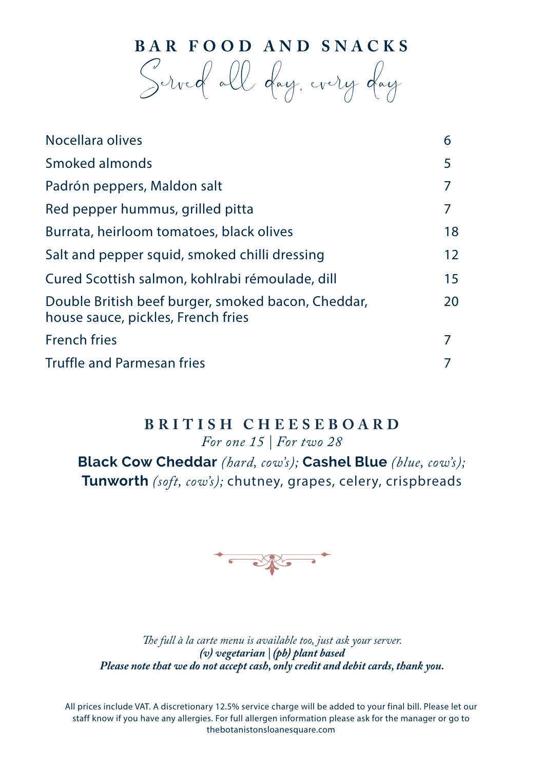# BAR FOOD AND SNACKS

*Served all day, every day*

| Item | Price |
| --- | --- |
| Nocellara olives | 6 |
| Smoked almonds | 5 |
| Padrón peppers, Maldon salt | 7 |
| Red pepper hummus, grilled pitta | 7 |
| Burrata, heirloom tomatoes, black olives | 18 |
| Salt and pepper squid, smoked chilli dressing | 12 |
| Cured Scottish salmon, kohlrabi rémoulade, dill | 15 |
| Double British beef burger, smoked bacon, Cheddar, house sauce, pickles, French fries | 20 |
| French fries | 7 |
| Truffle and Parmesan fries | 7 |

## BRITISH CHEESEBOARD

*For one 15 | For two 28*

**Black Cow Cheddar** *(hard, cow's);* **Cashel Blue** *(blue, cow's);* **Tunworth** *(soft, cow's);* chutney, grapes, celery, crispbreads

*The full à la carte menu is available too, just ask your server.*
***(v) vegetarian | (pb) plant based***
***Please note that we do not accept cash, only credit and debit cards, thank you.***

All prices include VAT. A discretionary 12.5% service charge will be added to your final bill. Please let our staff know if you have any allergies. For full allergen information please ask for the manager or go to thebotanistonsloanesquare.com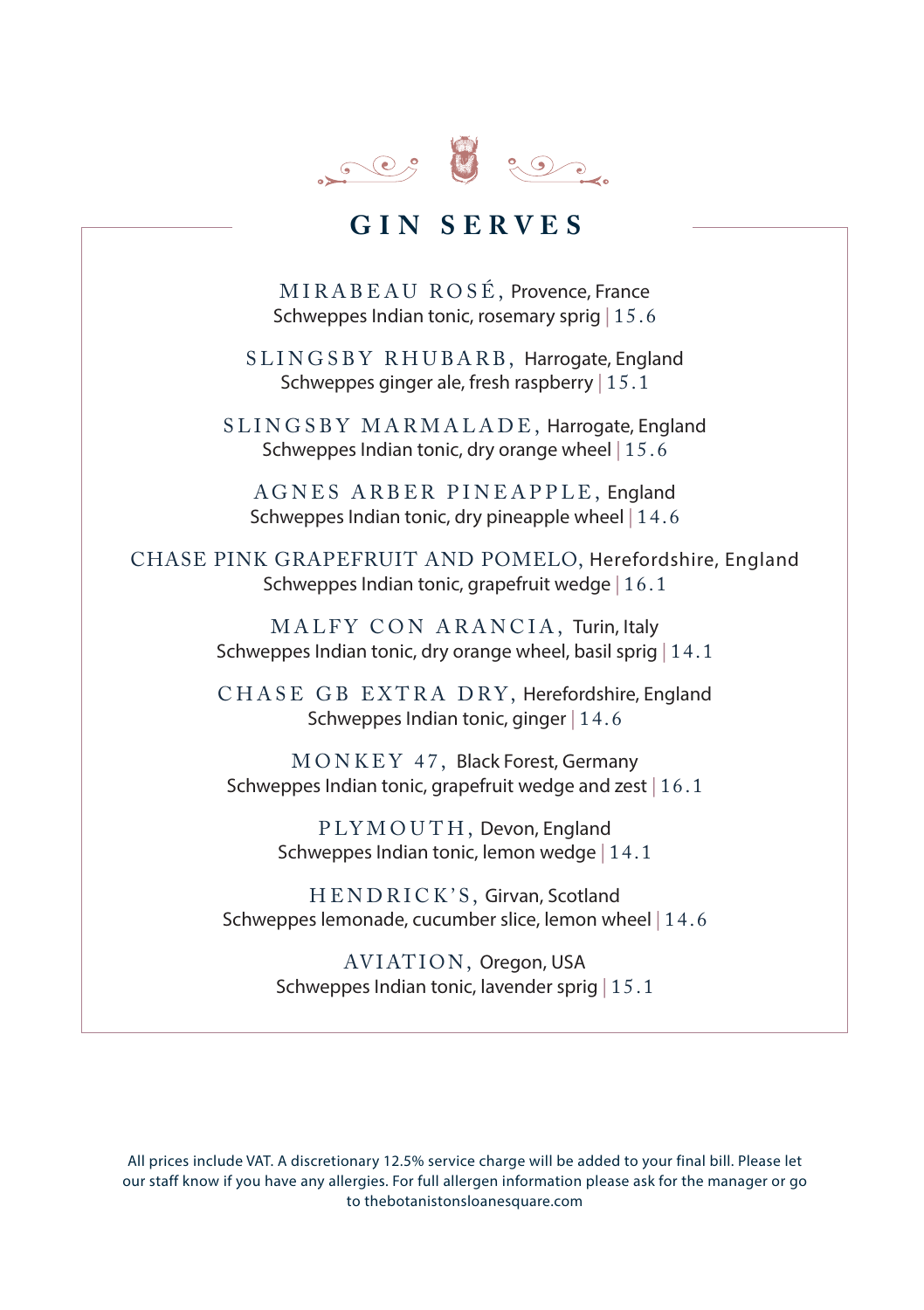# GIN SERVES

MIRABEAU ROSÉ, Provence, France
Schweppes Indian tonic, rosemary sprig | 15.6

SLINGSBY RHUBARB, Harrogate, England
Schweppes ginger ale, fresh raspberry | 15.1

SLINGSBY MARMALADE, Harrogate, England
Schweppes Indian tonic, dry orange wheel | 15.6

AGNES ARBER PINEAPPLE, England
Schweppes Indian tonic, dry pineapple wheel | 14.6

CHASE PINK GRAPEFRUIT AND POMELO, Herefordshire, England
Schweppes Indian tonic, grapefruit wedge | 16.1

MALFY CON ARANCIA, Turin, Italy
Schweppes Indian tonic, dry orange wheel, basil sprig | 14.1

CHASE GB EXTRA DRY, Herefordshire, England
Schweppes Indian tonic, ginger | 14.6

MONKEY 47, Black Forest, Germany
Schweppes Indian tonic, grapefruit wedge and zest | 16.1

PLYMOUTH, Devon, England
Schweppes Indian tonic, lemon wedge | 14.1

HENDRICK'S, Girvan, Scotland
Schweppes lemonade, cucumber slice, lemon wheel | 14.6

AVIATION, Oregon, USA
Schweppes Indian tonic, lavender sprig | 15.1

All prices include VAT. A discretionary 12.5% service charge will be added to your final bill. Please let our staff know if you have any allergies. For full allergen information please ask for the manager or go to thebotanistonsloanesquare.com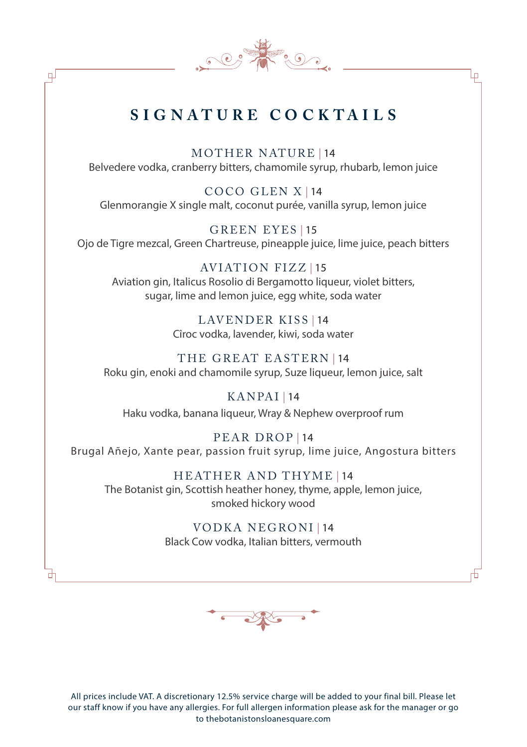# SIGNATURE COCKTAILS

### MOTHER NATURE | 14

Belvedere vodka, cranberry bitters, chamomile syrup, rhubarb, lemon juice

### COCO GLEN X | 14

Glenmorangie X single malt, coconut purée, vanilla syrup, lemon juice

### GREEN EYES | 15

Ojo de Tigre mezcal, Green Chartreuse, pineapple juice, lime juice, peach bitters

### AVIATION FIZZ | 15

Aviation gin, Italicus Rosolio di Bergamotto liqueur, violet bitters, sugar, lime and lemon juice, egg white, soda water

### LAVENDER KISS | 14

Cîroc vodka, lavender, kiwi, soda water

### THE GREAT EASTERN | 14

Roku gin, enoki and chamomile syrup, Suze liqueur, lemon juice, salt

### KANPAI | 14

Haku vodka, banana liqueur, Wray & Nephew overproof rum

### PEAR DROP | 14

Brugal Añejo, Xante pear, passion fruit syrup, lime juice, Angostura bitters

### HEATHER AND THYME | 14

The Botanist gin, Scottish heather honey, thyme, apple, lemon juice, smoked hickory wood

### VODKA NEGRONI | 14

Black Cow vodka, Italian bitters, vermouth

All prices include VAT. A discretionary 12.5% service charge will be added to your final bill. Please let our staff know if you have any allergies. For full allergen information please ask for the manager or go to thebotanistonsloanesquare.com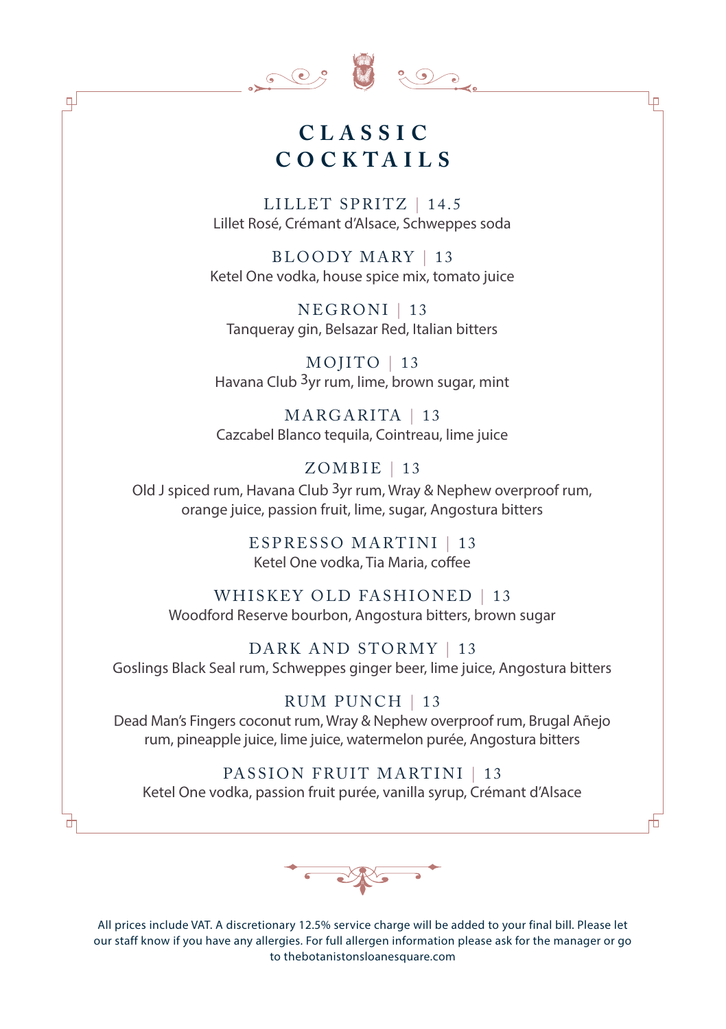# CLASSIC COCKTAILS

### LILLET SPRITZ | 14.5
Lillet Rosé, Crémant d'Alsace, Schweppes soda

### BLOODY MARY | 13
Ketel One vodka, house spice mix, tomato juice

### NEGRONI | 13
Tanqueray gin, Belsazar Red, Italian bitters

### MOJITO | 13
Havana Club 3yr rum, lime, brown sugar, mint

### MARGARITA | 13
Cazcabel Blanco tequila, Cointreau, lime juice

### ZOMBIE | 13
Old J spiced rum, Havana Club 3yr rum, Wray & Nephew overproof rum, orange juice, passion fruit, lime, sugar, Angostura bitters

### ESPRESSO MARTINI | 13
Ketel One vodka, Tia Maria, coffee

### WHISKEY OLD FASHIONED | 13
Woodford Reserve bourbon, Angostura bitters, brown sugar

### DARK AND STORMY | 13
Goslings Black Seal rum, Schweppes ginger beer, lime juice, Angostura bitters

### RUM PUNCH | 13
Dead Man's Fingers coconut rum, Wray & Nephew overproof rum, Brugal Añejo rum, pineapple juice, lime juice, watermelon purée, Angostura bitters

### PASSION FRUIT MARTINI | 13
Ketel One vodka, passion fruit purée, vanilla syrup, Crémant d'Alsace

All prices include VAT. A discretionary 12.5% service charge will be added to your final bill. Please let our staff know if you have any allergies. For full allergen information please ask for the manager or go to thebotanistonsloanesquare.com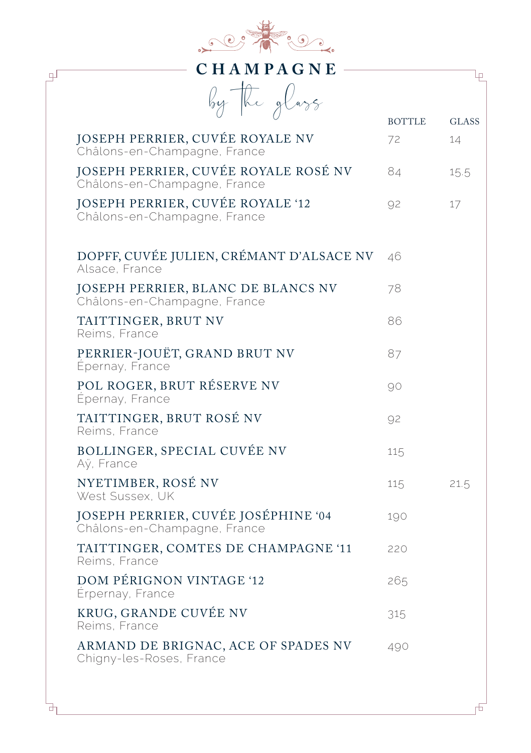# CHAMPAGNE

## by the glass

| | BOTTLE | GLASS |
|---|---|---|
| JOSEPH PERRIER, CUVÉE ROYALE NV<br>Châlons-en-Champagne, France | 72 | 14 |
| JOSEPH PERRIER, CUVÉE ROYALE ROSÉ NV<br>Châlons-en-Champagne, France | 84 | 15.5 |
| JOSEPH PERRIER, CUVÉE ROYALE '12<br>Châlons-en-Champagne, France | 92 | 17 |
| DOPFF, CUVÉE JULIEN, CRÉMANT D'ALSACE NV<br>Alsace, France | 46 | |
| JOSEPH PERRIER, BLANC DE BLANCS NV<br>Châlons-en-Champagne, France | 78 | |
| TAITTINGER, BRUT NV<br>Reims, France | 86 | |
| PERRIER-JOUËT, GRAND BRUT NV<br>Épernay, France | 87 | |
| POL ROGER, BRUT RÉSERVE NV<br>Épernay, France | 90 | |
| TAITTINGER, BRUT ROSÉ NV<br>Reims, France | 92 | |
| BOLLINGER, SPECIAL CUVÉE NV<br>Aÿ, France | 115 | |
| NYETIMBER, ROSÉ NV<br>West Sussex, UK | 115 | 21.5 |
| JOSEPH PERRIER, CUVÉE JOSÉPHINE '04<br>Châlons-en-Champagne, France | 190 | |
| TAITTINGER, COMTES DE CHAMPAGNE '11<br>Reims, France | 220 | |
| DOM PÉRIGNON VINTAGE '12<br>Érpernay, France | 265 | |
| KRUG, GRANDE CUVÉE NV<br>Reims, France | 315 | |
| ARMAND DE BRIGNAC, ACE OF SPADES NV<br>Chigny-les-Roses, France | 490 | |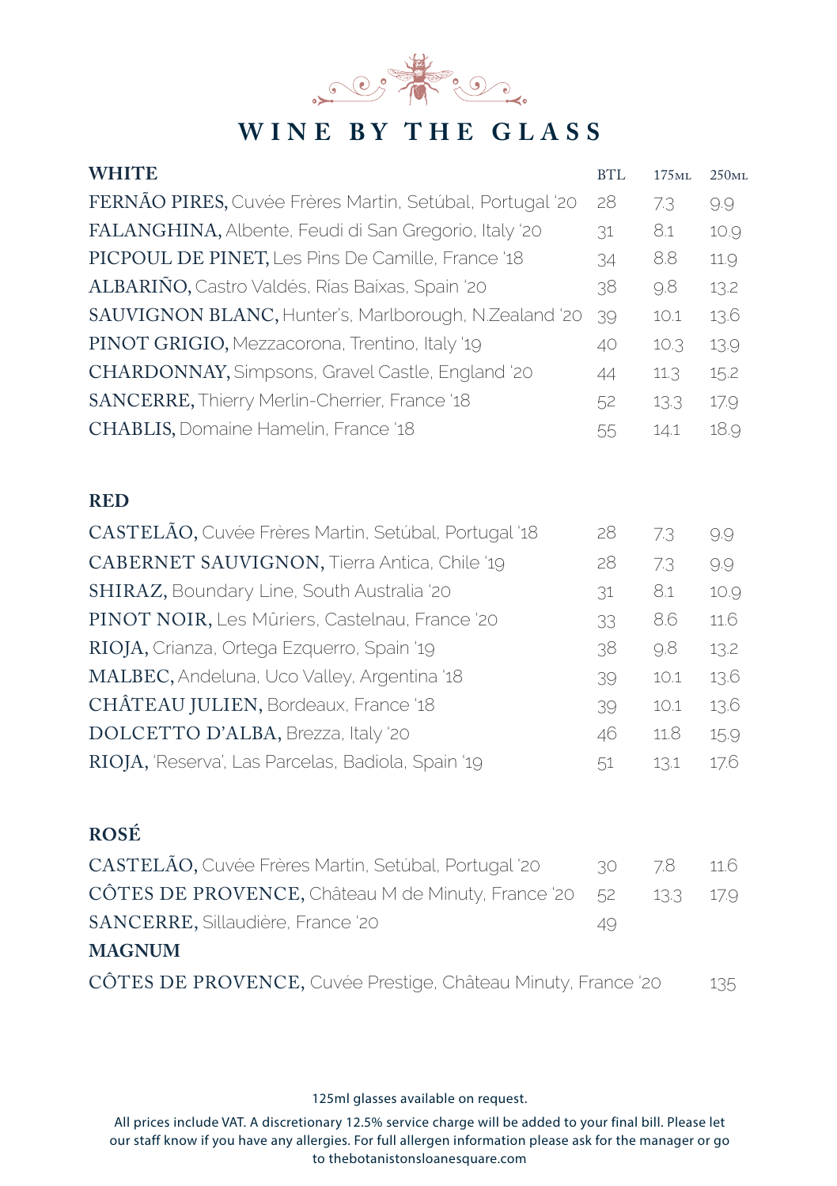# WINE BY THE GLASS

| WHITE | BTL | 175ML | 250ML |
|---|---|---|---|
| **FERNÃO PIRES,** Cuvée Frères Martin, Setúbal, Portugal '20 | 28 | 7.3 | 9.9 |
| **FALANGHINA,** Albente, Feudi di San Gregorio, Italy '20 | 31 | 8.1 | 10.9 |
| **PICPOUL DE PINET,** Les Pins De Camille, France '18 | 34 | 8.8 | 11.9 |
| **ALBARIÑO,** Castro Valdés, Rias Baixas, Spain '20 | 38 | 9.8 | 13.2 |
| **SAUVIGNON BLANC,** Hunter's, Marlborough, N.Zealand '20 | 39 | 10.1 | 13.6 |
| **PINOT GRIGIO,** Mezzacorona, Trentino, Italy '19 | 40 | 10.3 | 13.9 |
| **CHARDONNAY,** Simpsons, Gravel Castle, England '20 | 44 | 11.3 | 15.2 |
| **SANCERRE,** Thierry Merlin-Cherrier, France '18 | 52 | 13.3 | 17.9 |
| **CHABLIS,** Domaine Hamelin, France '18 | 55 | 14.1 | 18.9 |

| RED | BTL | 175ML | 250ML |
|---|---|---|---|
| **CASTELÃO,** Cuvée Frères Martin, Setúbal, Portugal '18 | 28 | 7.3 | 9.9 |
| **CABERNET SAUVIGNON,** Tierra Antica, Chile '19 | 28 | 7.3 | 9.9 |
| **SHIRAZ,** Boundary Line, South Australia '20 | 31 | 8.1 | 10.9 |
| **PINOT NOIR,** Les Mûriers, Castelnau, France '20 | 33 | 8.6 | 11.6 |
| **RIOJA,** Crianza, Ortega Ezquerro, Spain '19 | 38 | 9.8 | 13.2 |
| **MALBEC,** Andeluna, Uco Valley, Argentina '18 | 39 | 10.1 | 13.6 |
| **CHÂTEAU JULIEN,** Bordeaux, France '18 | 39 | 10.1 | 13.6 |
| **DOLCETTO D'ALBA,** Brezza, Italy '20 | 46 | 11.8 | 15.9 |
| **RIOJA,** 'Reserva', Las Parcelas, Badiola, Spain '19 | 51 | 13.1 | 17.6 |

| ROSÉ | BTL | 175ML | 250ML |
|---|---|---|---|
| **CASTELÃO,** Cuvée Frères Martin, Setúbal, Portugal '20 | 30 | 7.8 | 11.6 |
| **CÔTES DE PROVENCE,** Château M de Minuty, France '20 | 52 | 13.3 | 17.9 |
| **SANCERRE,** Sillaudière, France '20 | 49 | | |
| **MAGNUM** | | | |
| **CÔTES DE PROVENCE,** Cuvée Prestige, Château Minuty, France '20 | | | 135 |

125ml glasses available on request.

All prices include VAT. A discretionary 12.5% service charge will be added to your final bill. Please let our staff know if you have any allergies. For full allergen information please ask for the manager or go to thebotanistonsloanesquare.com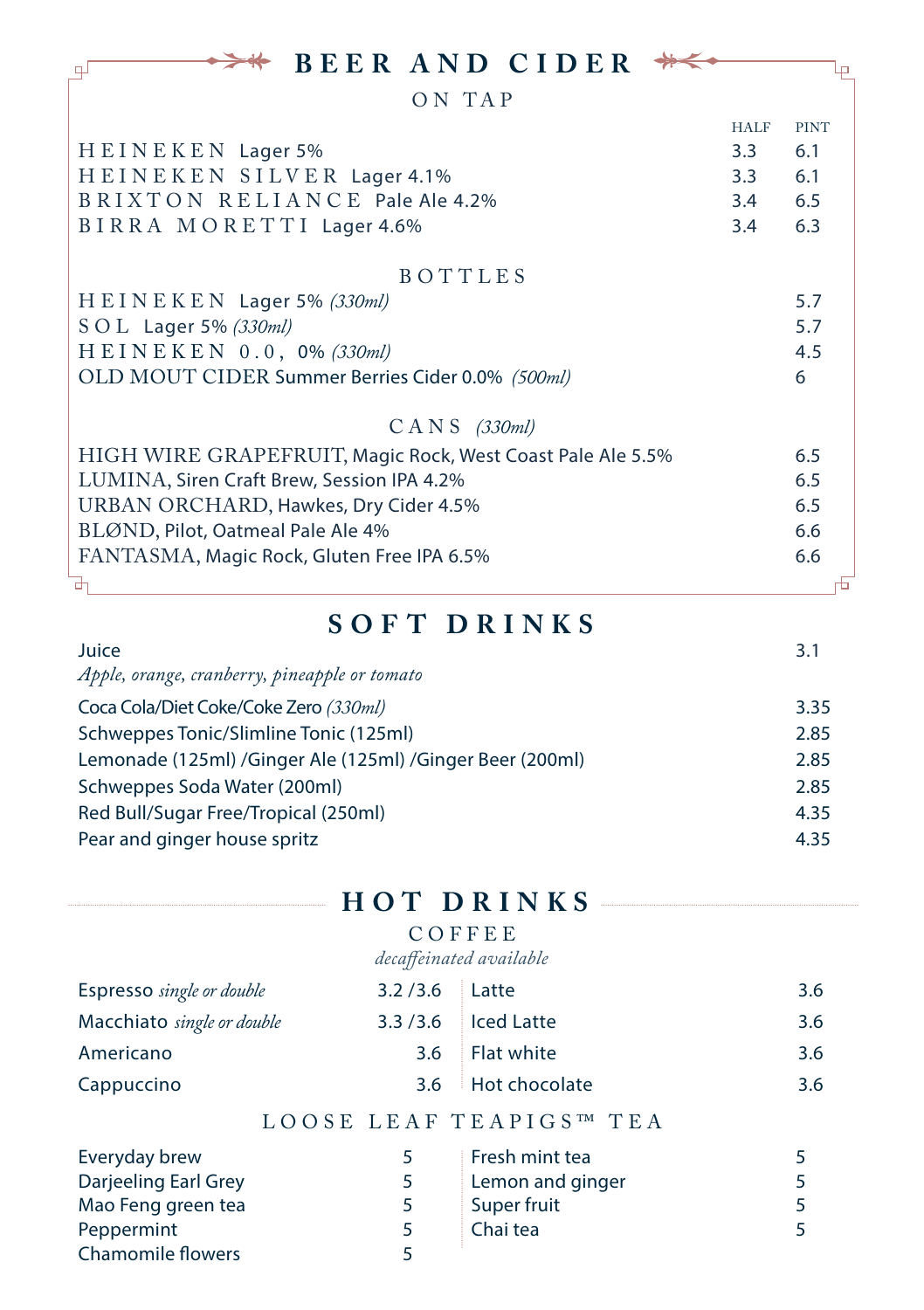# BEER AND CIDER

## ON TAP

| | HALF | PINT |
|---|---|---|
| HEINEKEN Lager 5% | 3.3 | 6.1 |
| HEINEKEN SILVER Lager 4.1% | 3.3 | 6.1 |
| BRIXTON RELIANCE Pale Ale 4.2% | 3.4 | 6.5 |
| BIRRA MORETTI Lager 4.6% | 3.4 | 6.3 |

## BOTTLES

| | |
|---|---|
| HEINEKEN Lager 5% *(330ml)* | 5.7 |
| SOL Lager 5% *(330ml)* | 5.7 |
| HEINEKEN 0.0, 0% *(330ml)* | 4.5 |
| OLD MOUT CIDER Summer Berries Cider 0.0% *(500ml)* | 6 |

## CANS *(330ml)*

| | |
|---|---|
| HIGH WIRE GRAPEFRUIT, Magic Rock, West Coast Pale Ale 5.5% | 6.5 |
| LUMINA, Siren Craft Brew, Session IPA 4.2% | 6.5 |
| URBAN ORCHARD, Hawkes, Dry Cider 4.5% | 6.5 |
| BLØND, Pilot, Oatmeal Pale Ale 4% | 6.6 |
| FANTASMA, Magic Rock, Gluten Free IPA 6.5% | 6.6 |

# SOFT DRINKS

| | |
|---|---|
| Juice<br>*Apple, orange, cranberry, pineapple or tomato* | 3.1 |
| Coca Cola/Diet Coke/Coke Zero *(330ml)* | 3.35 |
| Schweppes Tonic/Slimline Tonic (125ml) | 2.85 |
| Lemonade (125ml) /Ginger Ale (125ml) /Ginger Beer (200ml) | 2.85 |
| Schweppes Soda Water (200ml) | 2.85 |
| Red Bull/Sugar Free/Tropical (250ml) | 4.35 |
| Pear and ginger house spritz | 4.35 |

# HOT DRINKS

## COFFEE

*decaffeinated available*

| | |
|---|---|
| Espresso *single or double* | 3.2 /3.6 |
| Macchiato *single or double* | 3.3 /3.6 |
| Americano | 3.6 |
| Cappuccino | 3.6 |
| Latte | 3.6 |
| Iced Latte | 3.6 |
| Flat white | 3.6 |
| Hot chocolate | 3.6 |

## LOOSE LEAF TEAPIGS™ TEA

| | |
|---|---|
| Everyday brew | 5 |
| Darjeeling Earl Grey | 5 |
| Mao Feng green tea | 5 |
| Peppermint | 5 |
| Chamomile flowers | 5 |
| Fresh mint tea | 5 |
| Lemon and ginger | 5 |
| Super fruit | 5 |
| Chai tea | 5 |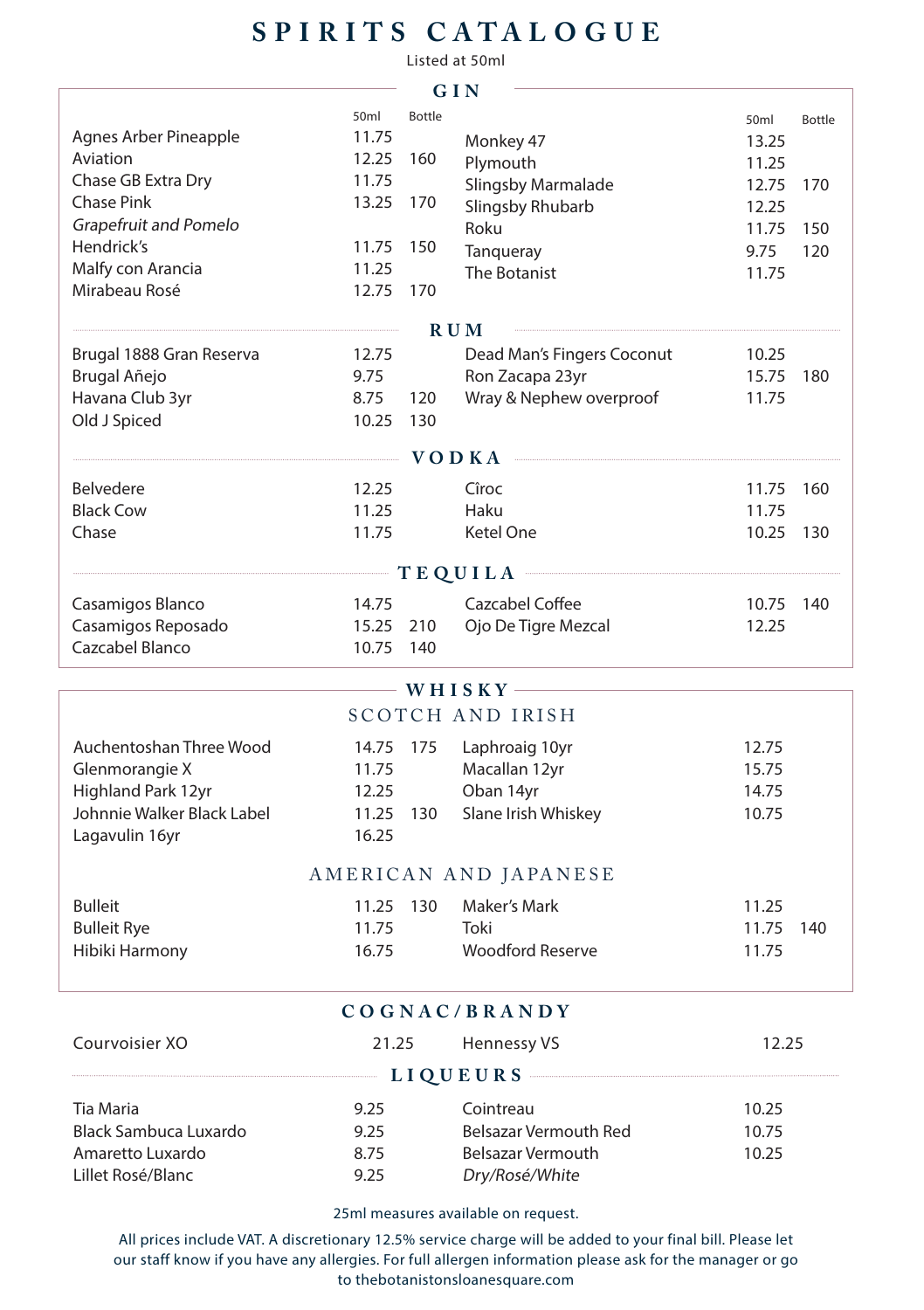# SPIRITS CATALOGUE

Listed at 50ml

## GIN

| | 50ml | Bottle |
|---|---|---|
| Agnes Arber Pineapple | 11.75 | |
| Aviation | 12.25 | 160 |
| Chase GB Extra Dry | 11.75 | |
| Chase Pink *Grapefruit and Pomelo* | 13.25 | 170 |
| Hendrick's | 11.75 | 150 |
| Malfy con Arancia | 11.25 | |
| Mirabeau Rosé | 12.75 | 170 |
| Monkey 47 | 13.25 | |
| Plymouth | 11.25 | |
| Slingsby Marmalade | 12.75 | 170 |
| Slingsby Rhubarb | 12.25 | |
| Roku | 11.75 | 150 |
| Tanqueray | 9.75 | 120 |
| The Botanist | 11.75 | |

## RUM

| | 50ml | Bottle |
|---|---|---|
| Brugal 1888 Gran Reserva | 12.75 | |
| Brugal Añejo | 9.75 | |
| Havana Club 3yr | 8.75 | 120 |
| Old J Spiced | 10.25 | 130 |
| Dead Man's Fingers Coconut | 10.25 | |
| Ron Zacapa 23yr | 15.75 | 180 |
| Wray & Nephew overproof | 11.75 | |

## VODKA

| | 50ml | Bottle |
|---|---|---|
| Belvedere | 12.25 | |
| Black Cow | 11.25 | |
| Chase | 11.75 | |
| Cîroc | 11.75 | 160 |
| Haku | 11.75 | |
| Ketel One | 10.25 | 130 |

## TEQUILA

| | 50ml | Bottle |
|---|---|---|
| Casamigos Blanco | 14.75 | |
| Casamigos Reposado | 15.25 | 210 |
| Cazcabel Blanco | 10.75 | 140 |
| Cazcabel Coffee | 10.75 | 140 |
| Ojo De Tigre Mezcal | 12.25 | |

## WHISKY

### SCOTCH AND IRISH

| | 50ml | Bottle |
|---|---|---|
| Auchentoshan Three Wood | 14.75 | 175 |
| Glenmorangie X | 11.75 | |
| Highland Park 12yr | 12.25 | |
| Johnnie Walker Black Label | 11.25 | 130 |
| Lagavulin 16yr | 16.25 | |
| Laphroaig 10yr | 12.75 | |
| Macallan 12yr | 15.75 | |
| Oban 14yr | 14.75 | |
| Slane Irish Whiskey | 10.75 | |

### AMERICAN AND JAPANESE

| | 50ml | Bottle |
|---|---|---|
| Bulleit | 11.25 | 130 |
| Bulleit Rye | 11.75 | |
| Hibiki Harmony | 16.75 | |
| Maker's Mark | 11.25 | |
| Toki | 11.75 | 140 |
| Woodford Reserve | 11.75 | |

## COGNAC/BRANDY

| | 50ml |
|---|---|
| Courvoisier XO | 21.25 |
| Hennessy VS | 12.25 |

## LIQUEURS

| | 50ml |
|---|---|
| Tia Maria | 9.25 |
| Black Sambuca Luxardo | 9.25 |
| Amaretto Luxardo | 8.75 |
| Lillet Rosé/Blanc | 9.25 |
| Cointreau | 10.25 |
| Belsazar Vermouth Red | 10.75 |
| Belsazar Vermouth *Dry/Rosé/White* | 10.25 |

25ml measures available on request.

All prices include VAT. A discretionary 12.5% service charge will be added to your final bill. Please let our staff know if you have any allergies. For full allergen information please ask for the manager or go to thebotanistonsloanesquare.com